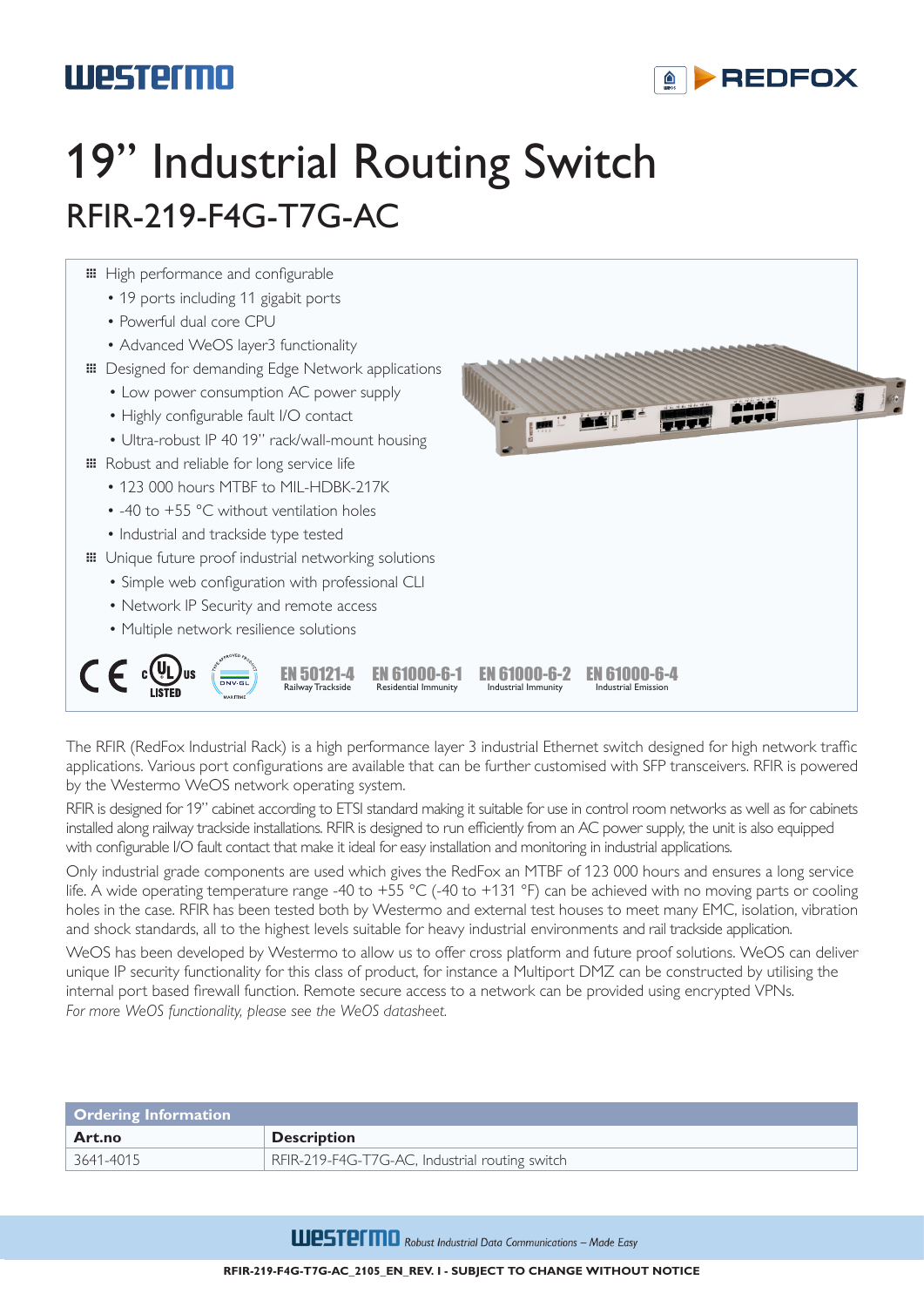# 19" Industrial Routing Switch

## RFIR-219-F4G-T7G-AC

- High performance and configurable
  - 19 ports including 11 gigabit ports
  - Powerful dual core CPU
  - Advanced WeOS layer3 functionality
- Designed for demanding Edge Network applications
  - Low power consumption AC power supply
  - Highly configurable fault I/O contact
  - Ultra-robust IP 40 19" rack/wall-mount housing
- Robust and reliable for long service life
  - 123 000 hours MTBF to MIL-HDBK-217K
  - -40 to +55 °C without ventilation holes
  - Industrial and trackside type tested
- Unique future proof industrial networking solutions
  - Simple web configuration with professional CLI
  - Network IP Security and remote access
  - Multiple network resilience solutions

EN 50121-4 Railway Trackside | EN 61000-6-1 Residential Immunity | EN 61000-6-2 Industrial Immunity | EN 61000-6-4 Industrial Emission

The RFIR (RedFox Industrial Rack) is a high performance layer 3 industrial Ethernet switch designed for high network traffic applications. Various port configurations are available that can be further customised with SFP transceivers. RFIR is powered by the Westermo WeOS network operating system.

RFIR is designed for 19" cabinet according to ETSI standard making it suitable for use in control room networks as well as for cabinets installed along railway trackside installations. RFIR is designed to run efficiently from an AC power supply, the unit is also equipped with configurable I/O fault contact that make it ideal for easy installation and monitoring in industrial applications.

Only industrial grade components are used which gives the RedFox an MTBF of 123 000 hours and ensures a long service life. A wide operating temperature range -40 to +55 °C (-40 to +131 °F) can be achieved with no moving parts or cooling holes in the case. RFIR has been tested both by Westermo and external test houses to meet many EMC, isolation, vibration and shock standards, all to the highest levels suitable for heavy industrial environments and rail trackside application.

WeOS has been developed by Westermo to allow us to offer cross platform and future proof solutions. WeOS can deliver unique IP security functionality for this class of product, for instance a Multiport DMZ can be constructed by utilising the internal port based firewall function. Remote secure access to a network can be provided using encrypted VPNs.
*For more WeOS functionality, please see the WeOS datasheet.*

| Ordering Information | |
|---|---|
| **Art.no** | **Description** |
| 3641-4015 | RFIR-219-F4G-T7G-AC, Industrial routing switch |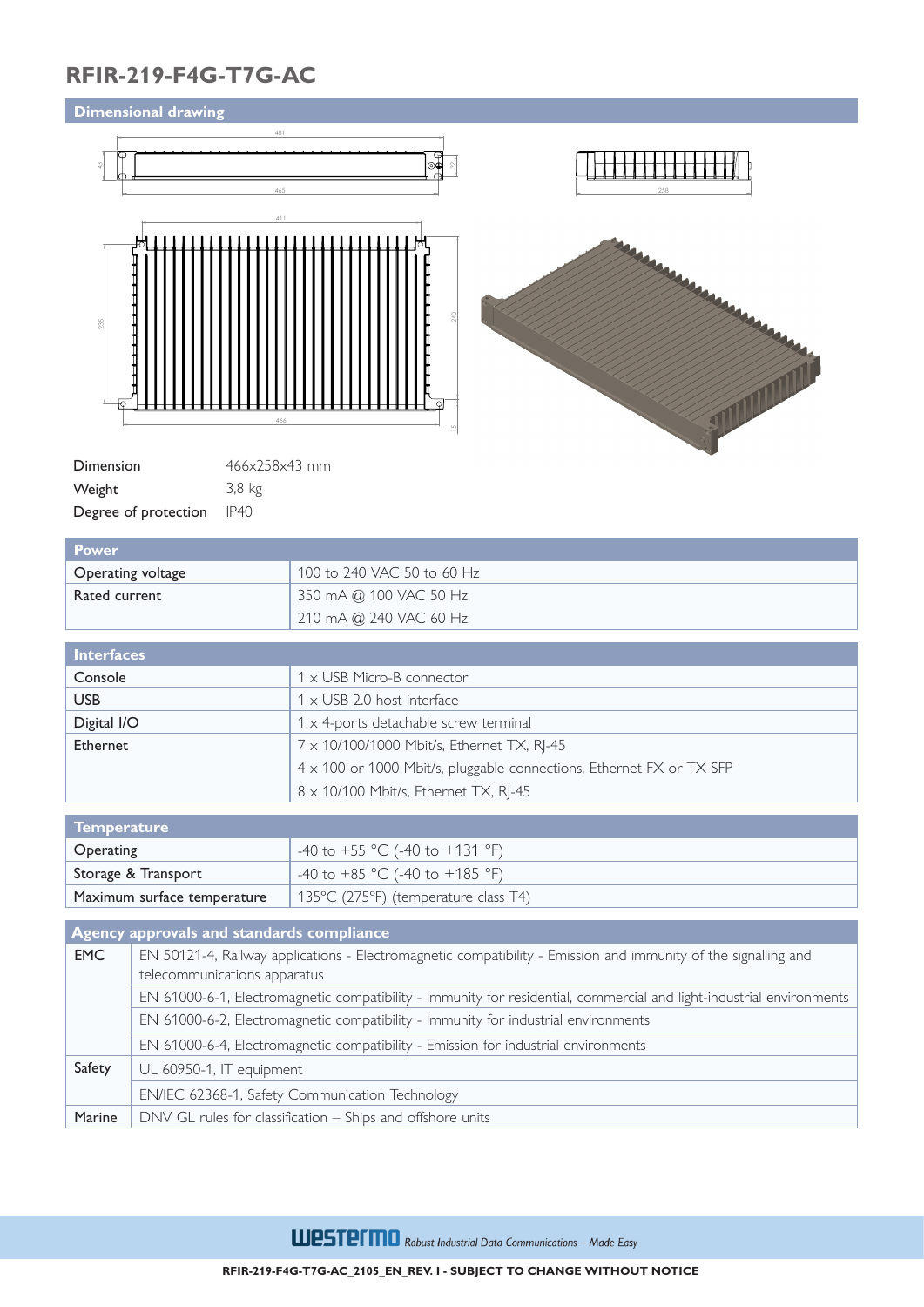# RFIR-219-F4G-T7G-AC

## Dimensional drawing

481
43
465
32
258
411
235
240
466
15

| | |
|---|---|
| Dimension | 466x258x43 mm |
| Weight | 3,8 kg |
| Degree of protection | IP40 |

| Power | |
|---|---|
| Operating voltage | 100 to 240 VAC 50 to 60 Hz |
| Rated current | 350 mA @ 100 VAC 50 Hz |
| | 210 mA @ 240 VAC 60 Hz |

| Interfaces | |
|---|---|
| Console | 1 × USB Micro-B connector |
| USB | 1 × USB 2.0 host interface |
| Digital I/O | 1 × 4-ports detachable screw terminal |
| Ethernet | 7 × 10/100/1000 Mbit/s, Ethernet TX, RJ-45 |
| | 4 × 100 or 1000 Mbit/s, pluggable connections, Ethernet FX or TX SFP |
| | 8 × 10/100 Mbit/s, Ethernet TX, RJ-45 |

| Temperature | |
|---|---|
| Operating | -40 to +55 °C (-40 to +131 °F) |
| Storage & Transport | -40 to +85 °C (-40 to +185 °F) |
| Maximum surface temperature | 135°C (275°F) (temperature class T4) |

| Agency approvals and standards compliance | |
|---|---|
| EMC | EN 50121-4, Railway applications - Electromagnetic compatibility - Emission and immunity of the signalling and telecommunications apparatus |
| | EN 61000-6-1, Electromagnetic compatibility - Immunity for residential, commercial and light-industrial environments |
| | EN 61000-6-2, Electromagnetic compatibility - Immunity for industrial environments |
| | EN 61000-6-4, Electromagnetic compatibility - Emission for industrial environments |
| Safety | UL 60950-1, IT equipment |
| | EN/IEC 62368-1, Safety Communication Technology |
| Marine | DNV GL rules for classification – Ships and offshore units |

westermo *Robust Industrial Data Communications – Made Easy*

RFIR-219-F4G-T7G-AC_2105_EN_REV. I - SUBJECT TO CHANGE WITHOUT NOTICE